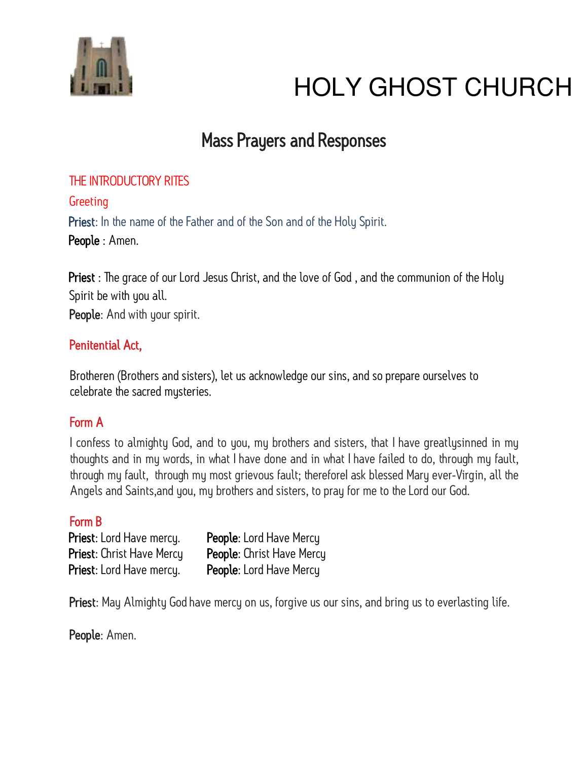# HOLY GHOST CHURCH

## Mass Prayers and Responses

### THE INTRODUCTORY RITES

#### Greeting

**Priest**: In the name of the Father and of the Son and of the Holy Spirit.
**People** : Amen.

**Priest** : The grace of our Lord Jesus Christ, and the love of God , and the communion of the Holy Spirit be with you all.
**People**: And with your spirit.

#### Penitential Act,

Brotheren (Brothers and sisters), let us acknowledge our sins, and so prepare ourselves to celebrate the sacred mysteries.

#### Form A

I confess to almighty God, and to you, my brothers and sisters, that I have greatlysinned in my thoughts and in my words, in what I have done and in what I have failed to do, through my fault, through my fault, through my most grievous fault; thereforeI ask blessed Mary ever-Virgin, all the Angels and Saints,and you, my brothers and sisters, to pray for me to the Lord our God.

#### Form B

**Priest**: Lord Have mercy. **People**: Lord Have Mercy
**Priest**: Christ Have Mercy **People**: Christ Have Mercy
**Priest**: Lord Have mercy. **People**: Lord Have Mercy

**Priest**: May Almighty God have mercy on us, forgive us our sins, and bring us to everlasting life.

**People**: Amen.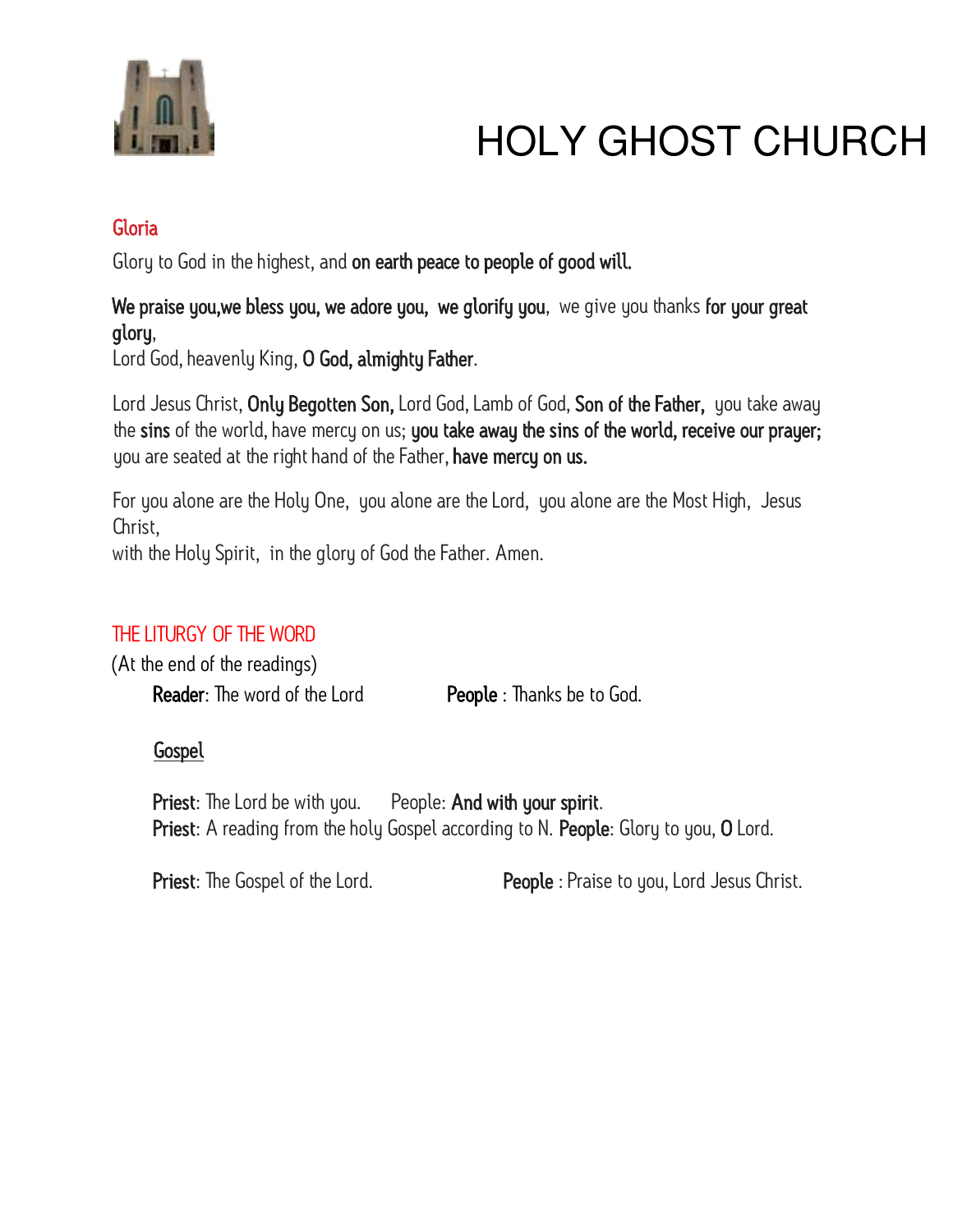# HOLY GHOST CHURCH

## Gloria

Glory to God in the highest, and **on earth peace to people of good will.**

**We praise you,we bless you, we adore you, we glorify you**, we give you thanks **for your great glory**,
Lord God, heavenly King, **O God, almighty Father**.

Lord Jesus Christ, **Only Begotten Son,** Lord God, Lamb of God, **Son of the Father,** you take away the **sins** of the world, have mercy on us; **you take away the sins of the world, receive our prayer;** you are seated at the right hand of the Father, **have mercy on us.**

For you alone are the Holy One, you alone are the Lord, you alone are the Most High, Jesus Christ,
with the Holy Spirit, in the glory of God the Father. Amen.

## THE LITURGY OF THE WORD

(At the end of the readings)

**Reader**: The word of the Lord **People** : Thanks be to God.

### Gospel

**Priest**: The Lord be with you. People: **And with your spirit**.
**Priest**: A reading from the holy Gospel according to N. **People**: Glory to you, **O** Lord.

**Priest**: The Gospel of the Lord. **People** : Praise to you, Lord Jesus Christ.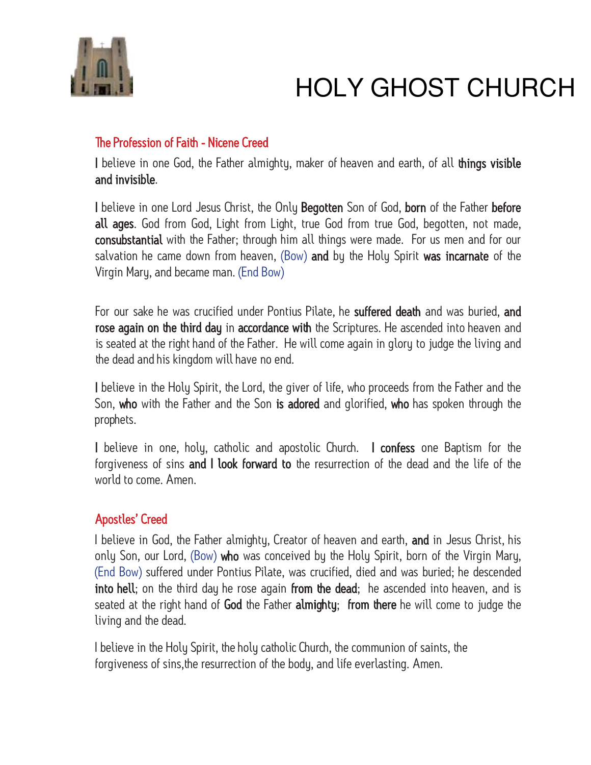# HOLY GHOST CHURCH

## The Profession of Faith - Nicene Creed

**I** believe in one God, the Father almighty, maker of heaven and earth, of all **things visible and invisible**.

**I** believe in one Lord Jesus Christ, the Only **Begotten** Son of God, **born** of the Father **before all ages**. God from God, Light from Light, true God from true God, begotten, not made, **consubstantial** with the Father; through him all things were made. For us men and for our salvation he came down from heaven, (Bow) **and** by the Holy Spirit **was incarnate** of the Virgin Mary, and became man. (End Bow)

For our sake he was crucified under Pontius Pilate, he **suffered death** and was buried, **and rose again on the third day** in **accordance with** the Scriptures. He ascended into heaven and is seated at the right hand of the Father. He will come again in glory to judge the living and the dead and his kingdom will have no end.

**I** believe in the Holy Spirit, the Lord, the giver of life, who proceeds from the Father and the Son, **who** with the Father and the Son **is adored** and glorified, **who** has spoken through the prophets.

**I** believe in one, holy, catholic and apostolic Church. **I confess** one Baptism for the forgiveness of sins **and I look forward to** the resurrection of the dead and the life of the world to come. Amen.

## Apostles' Creed

I believe in God, the Father almighty, Creator of heaven and earth, **and** in Jesus Christ, his only Son, our Lord, (Bow) **who** was conceived by the Holy Spirit, born of the Virgin Mary, (End Bow) suffered under Pontius Pilate, was crucified, died and was buried; he descended **into hell**; on the third day he rose again **from the dead**; he ascended into heaven, and is seated at the right hand of **God** the Father **almighty**; **from there** he will come to judge the living and the dead.

I believe in the Holy Spirit, the holy catholic Church, the communion of saints, the forgiveness of sins,the resurrection of the body, and life everlasting. Amen.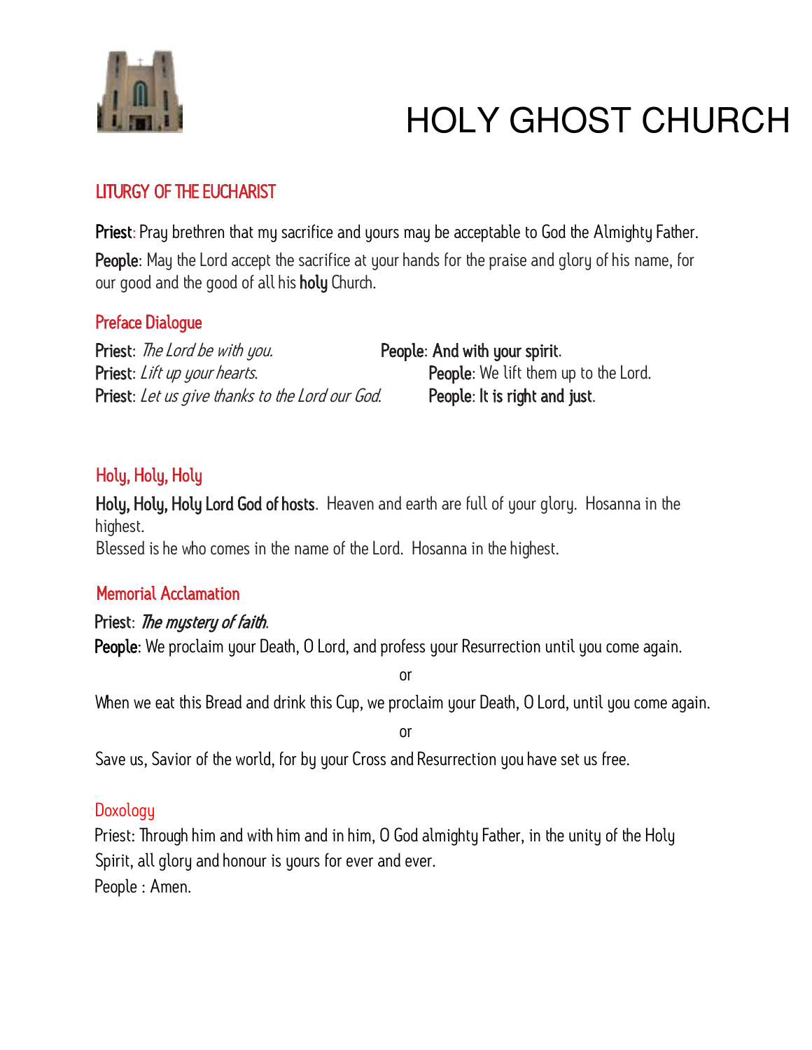# HOLY GHOST CHURCH

## LITURGY OF THE EUCHARIST

**Priest**: Pray brethren that my sacrifice and yours may be acceptable to God the Almighty Father.

**People**: May the Lord accept the sacrifice at your hands for the praise and glory of his name, for our good and the good of all his **holy** Church.

### Preface Dialogue

**Priest**: *The Lord be with you.* **People**: **And with your spirit**.
**Priest**: *Lift up your hearts.* **People**: We lift them up to the Lord.
**Priest**: *Let us give thanks to the Lord our God.* **People**: **It is right and just**.

### Holy, Holy, Holy

**Holy, Holy, Holy Lord God of hosts**. Heaven and earth are full of your glory. Hosanna in the highest.
Blessed is he who comes in the name of the Lord. Hosanna in the highest.

### Memorial Acclamation

**Priest**: ***The mystery of faith***.
**People**: We proclaim your Death, O Lord, and profess your Resurrection until you come again.

or

When we eat this Bread and drink this Cup, we proclaim your Death, O Lord, until you come again.

or

Save us, Savior of the world, for by your Cross and Resurrection you have set us free.

### Doxology

Priest: Through him and with him and in him, O God almighty Father, in the unity of the Holy Spirit, all glory and honour is yours for ever and ever.
People : Amen.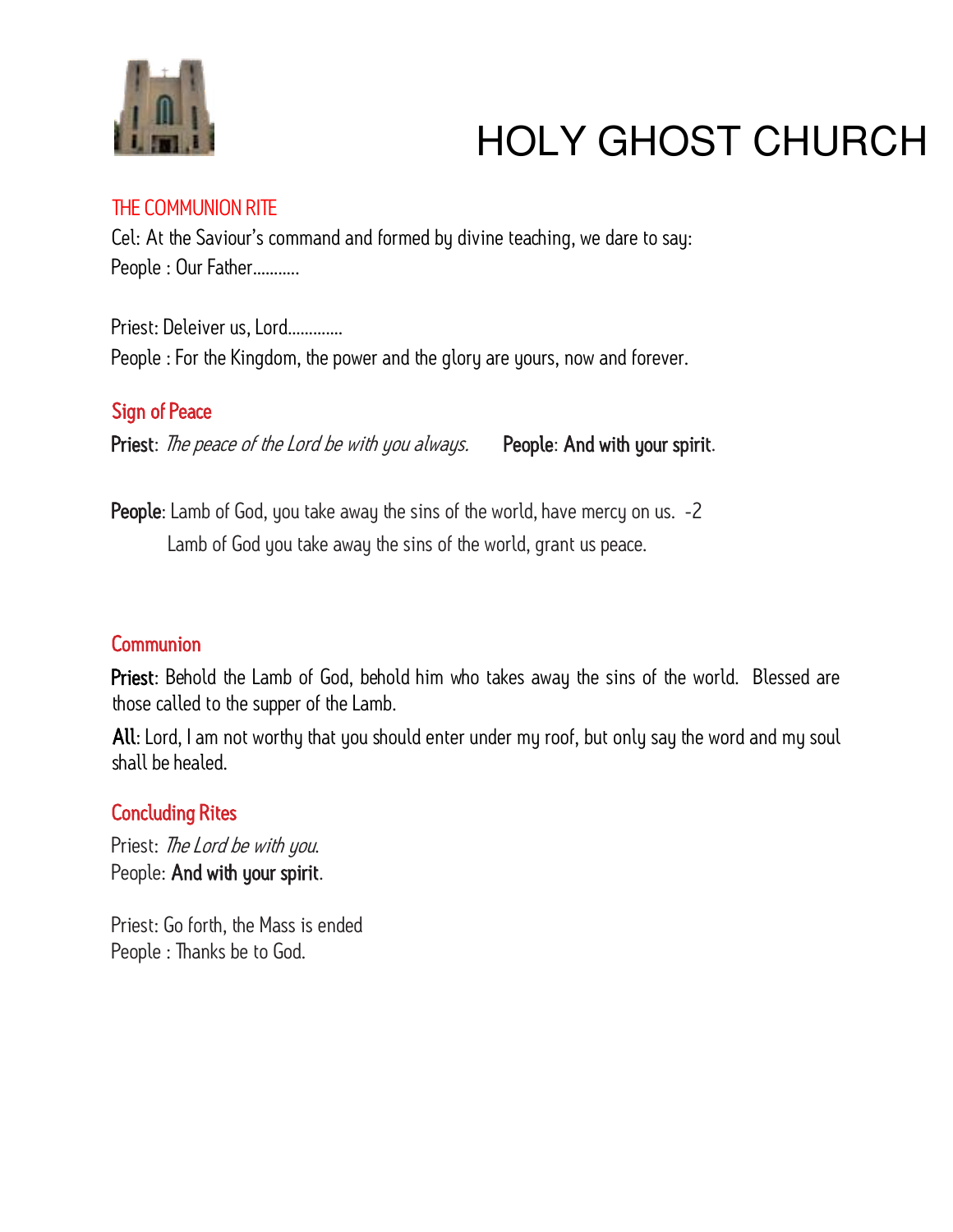# HOLY GHOST CHURCH

## THE COMMUNION RITE

Cel: At the Saviour's command and formed by divine teaching, we dare to say:
People : Our Father...........

Priest: Deleiver us, Lord.............
People : For the Kingdom, the power and the glory are yours, now and forever.

## Sign of Peace

**Priest**: *The peace of the Lord be with you always.* **People**: **And with your spirit**.

**People**: Lamb of God, you take away the sins of the world, have mercy on us. -2
Lamb of God you take away the sins of the world, grant us peace.

## Communion

**Priest**: Behold the Lamb of God, behold him who takes away the sins of the world. Blessed are those called to the supper of the Lamb.

**All**: Lord, I am not worthy that you should enter under my roof, but only say the word and my soul shall be healed.

## Concluding Rites

Priest: *The Lord be with you.*
People: **And with your spirit**.

Priest: Go forth, the Mass is ended
People : Thanks be to God.